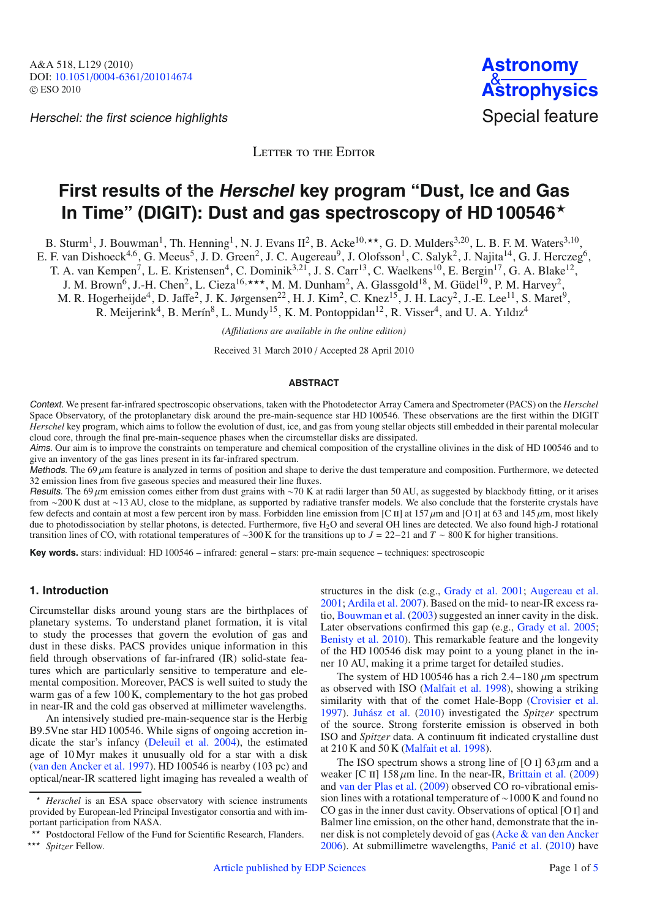Herschel: the first science highlights

Letter to the Editor

# First results of the *Herschel* key program "Dust, Ice and Gas In Time" (DIGIT): Dust and gas spectroscopy of HD 100546*

B. Sturm[1], J. Bouwman[1], Th. Henning[1], N. J. Evans II[2], B. Acke[10,**], G. D. Mulders[3,20], L. B. F. M. Waters[3,10], E. F. van Dishoeck[4,6], G. Meeus[5], J. D. Green[2], J. C. Augereau[9], J. Olofsson[1], C. Salyk[2], J. Najita[14], G. J. Herczeg[6], T. A. van Kempen[7], L. E. Kristensen[4], C. Dominik[3,21], J. S. Carr[13], C. Waelkens[10], E. Bergin[17], G. A. Blake[12], J. M. Brown[6], J.-H. Chen[2], L. Cieza[16,***], M. M. Dunham[2], A. Glassgold[18], M. Güdel[19], P. M. Harvey[2], M. R. Hogerheijde[4], D. Jaffe[2], J. K. Jørgensen[22], H. J. Kim[2], C. Knez[15], J. H. Lacy[2], J.-E. Lee[11], S. Maret[9], R. Meijerink[4], B. Merín[8], L. Mundy[15], K. M. Pontoppidan[12], R. Visser[4], and U. A. Yıldız[4]

*(Affiliations are available in the online edition)*

Received 31 March 2010 / Accepted 28 April 2010

## ABSTRACT

*Context.* We present far-infrared spectroscopic observations, taken with the Photodetector Array Camera and Spectrometer (PACS) on the *Herschel* Space Observatory, of the protoplanetary disk around the pre-main-sequence star HD 100546. These observations are the first within the DIGIT *Herschel* key program, which aims to follow the evolution of dust, ice, and gas from young stellar objects still embedded in their parental molecular cloud core, through the final pre-main-sequence phases when the circumstellar disks are dissipated.

*Aims.* Our aim is to improve the constraints on temperature and chemical composition of the crystalline olivines in the disk of HD 100546 and to give an inventory of the gas lines present in its far-infrared spectrum.

*Methods.* The 69 $\mu$m feature is analyzed in terms of position and shape to derive the dust temperature and composition. Furthermore, we detected 32 emission lines from five gaseous species and measured their line fluxes.

*Results.* The 69 $\mu$m emission comes either from dust grains with ~70 K at radii larger than 50 AU, as suggested by blackbody fitting, or it arises from ~200 K dust at ~13 AU, close to the midplane, as supported by radiative transfer models. We also conclude that the forsterite crystals have few defects and contain at most a few percent iron by mass. Forbidden line emission from [C II] at 157 $\mu$m and [O I] at 63 and 145 $\mu$m, most likely due to photodissociation by stellar photons, is detected. Furthermore, five $H_2O$ and several OH lines are detected. We also found high-J rotational transition lines of CO, with rotational temperatures of ~300 K for the transitions up to $J = 22{-}21$ and $T \sim 800$ K for higher transitions.

**Key words.** stars: individual: HD 100546 – infrared: general – stars: pre-main sequence – techniques: spectroscopic

## 1. Introduction

Circumstellar disks around young stars are the birthplaces of planetary systems. To understand planet formation, it is vital to study the processes that govern the evolution of gas and dust in these disks. PACS provides unique information in this field through observations of far-infrared (IR) solid-state features which are particularly sensitive to temperature and elemental composition. Moreover, PACS is well suited to study the warm gas of a few 100 K, complementary to the hot gas probed in near-IR and the cold gas observed at millimeter wavelengths.

An intensively studied pre-main-sequence star is the Herbig B9.5Vne star HD 100546. While signs of ongoing accretion indicate the star's infancy (Deleuil et al. 2004), the estimated age of 10 Myr makes it unusually old for a star with a disk (van den Ancker et al. 1997). HD 100546 is nearby (103 pc) and optical/near-IR scattered light imaging has revealed a wealth of structures in the disk (e.g., Grady et al. 2001; Augereau et al. 2001; Ardila et al. 2007). Based on the mid- to near-IR excess ratio, Bouwman et al. (2003) suggested an inner cavity in the disk. Later observations confirmed this gap (e.g., Grady et al. 2005; Benisty et al. 2010). This remarkable feature and the longevity of the HD 100546 disk may point to a young planet in the inner 10 AU, making it a prime target for detailed studies.

The system of HD 100546 has a rich 2.4−180 $\mu$m spectrum as observed with ISO (Malfait et al. 1998), showing a striking similarity with that of the comet Hale-Bopp (Crovisier et al. 1997). Juhász et al. (2010) investigated the *Spitzer* spectrum of the source. Strong forsterite emission is observed in both ISO and *Spitzer* data. A continuum fit indicated crystalline dust at 210 K and 50 K (Malfait et al. 1998).

The ISO spectrum shows a strong line of [O I] 63 $\mu$m and a weaker [C II] 158 $\mu$m line. In the near-IR, Brittain et al. (2009) and van der Plas et al. (2009) observed CO ro-vibrational emission lines with a rotational temperature of ~1000 K and found no CO gas in the inner dust cavity. Observations of optical [O I] and Balmer line emission, on the other hand, demonstrate that the inner disk is not completely devoid of gas (Acke & van den Ancker 2006). At submillimetre wavelengths, Panić et al. (2010) have

---

\* *Herschel* is an ESA space observatory with science instruments provided by European-led Principal Investigator consortia and with important participation from NASA.

\*\* Postdoctoral Fellow of the Fund for Scientific Research, Flanders.

\*\*\* *Spitzer* Fellow.

Article published by EDP Sciences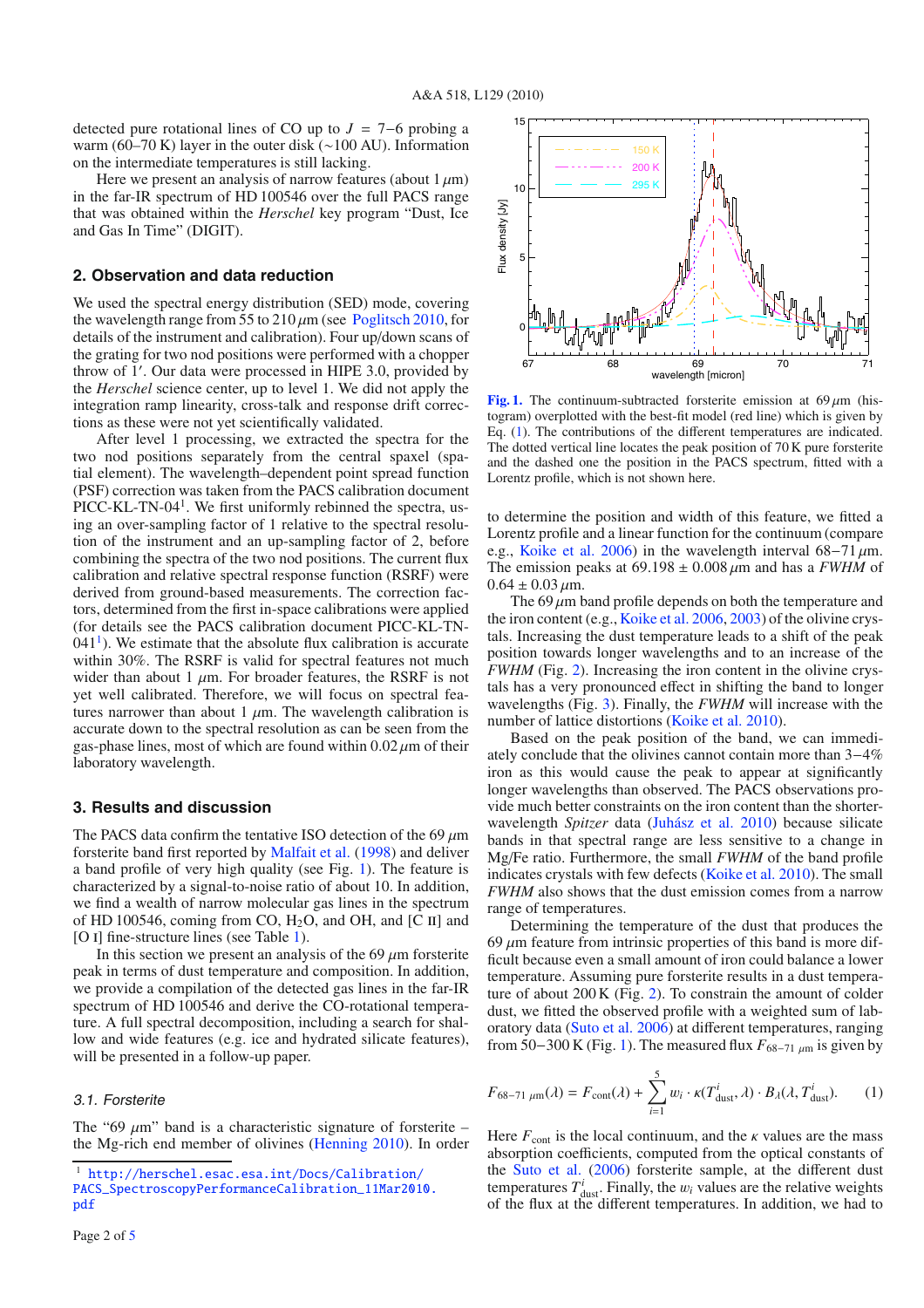detected pure rotational lines of CO up to $J = 7{-}6$ probing a warm (60–70 K) layer in the outer disk (∼100 AU). Information on the intermediate temperatures is still lacking.

Here we present an analysis of narrow features (about 1 $\mu$m) in the far-IR spectrum of HD 100546 over the full PACS range that was obtained within the *Herschel* key program "Dust, Ice and Gas In Time" (DIGIT).

## 2. Observation and data reduction

We used the spectral energy distribution (SED) mode, covering the wavelength range from 55 to 210 $\mu$m (see Poglitsch 2010, for details of the instrument and calibration). Four up/down scans of the grating for two nod positions were performed with a chopper throw of 1′. Our data were processed in HIPE 3.0, provided by the *Herschel* science center, up to level 1. We did not apply the integration ramp linearity, cross-talk and response drift corrections as these were not yet scientifically validated.

After level 1 processing, we extracted the spectra for the two nod positions separately from the central spaxel (spatial element). The wavelength–dependent point spread function (PSF) correction was taken from the PACS calibration document PICC-KL-TN-04[1]. We first uniformly rebinned the spectra, using an over-sampling factor of 1 relative to the spectral resolution of the instrument and an up-sampling factor of 2, before combining the spectra of the two nod positions. The current flux calibration and relative spectral response function (RSRF) were derived from ground-based measurements. The correction factors, determined from the first in-space calibrations were applied (for details see the PACS calibration document PICC-KL-TN-041[1]). We estimate that the absolute flux calibration is accurate within 30%. The RSRF is valid for spectral features not much wider than about 1 $\mu$m. For broader features, the RSRF is not yet well calibrated. Therefore, we will focus on spectral features narrower than about 1 $\mu$m. The wavelength calibration is accurate down to the spectral resolution as can be seen from the gas-phase lines, most of which are found within 0.02 $\mu$m of their laboratory wavelength.

## 3. Results and discussion

The PACS data confirm the tentative ISO detection of the 69 $\mu$m forsterite band first reported by Malfait et al. (1998) and deliver a band profile of very high quality (see Fig. 1). The feature is characterized by a signal-to-noise ratio of about 10. In addition, we find a wealth of narrow molecular gas lines in the spectrum of HD 100546, coming from CO, $H_2O$, and OH, and [C II] and [O I] fine-structure lines (see Table 1).

In this section we present an analysis of the 69 $\mu$m forsterite peak in terms of dust temperature and composition. In addition, we provide a compilation of the detected gas lines in the far-IR spectrum of HD 100546 and derive the CO-rotational temperature. A full spectral decomposition, including a search for shallow and wide features (e.g. ice and hydrated silicate features), will be presented in a follow-up paper.

### 3.1. Forsterite

The "69 $\mu$m" band is a characteristic signature of forsterite – the Mg-rich end member of olivines (Henning 2010). In order to determine the position and width of this feature, we fitted a Lorentz profile and a linear function for the continuum (compare e.g., Koike et al. 2006) in the wavelength interval 68−71 $\mu$m. The emission peaks at 69.198 ± 0.008 $\mu$m and has a *FWHM* of 0.64 ± 0.03 $\mu$m.

**Fig. 1.** The continuum-subtracted forsterite emission at 69 $\mu$m (histogram) overplotted with the best-fit model (red line) which is given by Eq. (1). The contributions of the different temperatures are indicated. The dotted vertical line locates the peak position of 70 K pure forsterite and the dashed one the position in the PACS spectrum, fitted with a Lorentz profile, which is not shown here.

The 69 $\mu$m band profile depends on both the temperature and the iron content (e.g., Koike et al. 2006, 2003) of the olivine crystals. Increasing the dust temperature leads to a shift of the peak position towards longer wavelengths and to an increase of the *FWHM* (Fig. 2). Increasing the iron content in the olivine crystals has a very pronounced effect in shifting the band to longer wavelengths (Fig. 3). Finally, the *FWHM* will increase with the number of lattice distortions (Koike et al. 2010).

Based on the peak position of the band, we can immediately conclude that the olivines cannot contain more than 3−4% iron as this would cause the peak to appear at significantly longer wavelengths than observed. The PACS observations provide much better constraints on the iron content than the shorter-wavelength *Spitzer* data (Juhász et al. 2010) because silicate bands in that spectral range are less sensitive to a change in Mg/Fe ratio. Furthermore, the small *FWHM* of the band profile indicates crystals with few defects (Koike et al. 2010). The small *FWHM* also shows that the dust emission comes from a narrow range of temperatures.

Determining the temperature of the dust that produces the 69 $\mu$m feature from intrinsic properties of this band is more difficult because even a small amount of iron could balance a lower temperature. Assuming pure forsterite results in a dust temperature of about 200 K (Fig. 2). To constrain the amount of colder dust, we fitted the observed profile with a weighted sum of laboratory data (Suto et al. 2006) at different temperatures, ranging from 50−300 K (Fig. 1). The measured flux $F_{68-71\,\mu\mathrm{m}}$ is given by

$$F_{68-71\,\mu\mathrm{m}}(\lambda) = F_{\mathrm{cont}}(\lambda) + \sum_{i=1}^{5} w_i \cdot \kappa(T^i_{\mathrm{dust}}, \lambda) \cdot B_\lambda(\lambda, T^i_{\mathrm{dust}}). \quad (1)$$

Here $F_{\mathrm{cont}}$ is the local continuum, and the $\kappa$ values are the mass absorption coefficients, computed from the optical constants of the Suto et al. (2006) forsterite sample, at the different dust temperatures $T^i_{\mathrm{dust}}$. Finally, the $w_i$ values are the relative weights of the flux at the different temperatures. In addition, we had to

[1] http://herschel.esac.esa.int/Docs/Calibration/PACS_SpectroscopyPerformanceCalibration_11Mar2010.pdf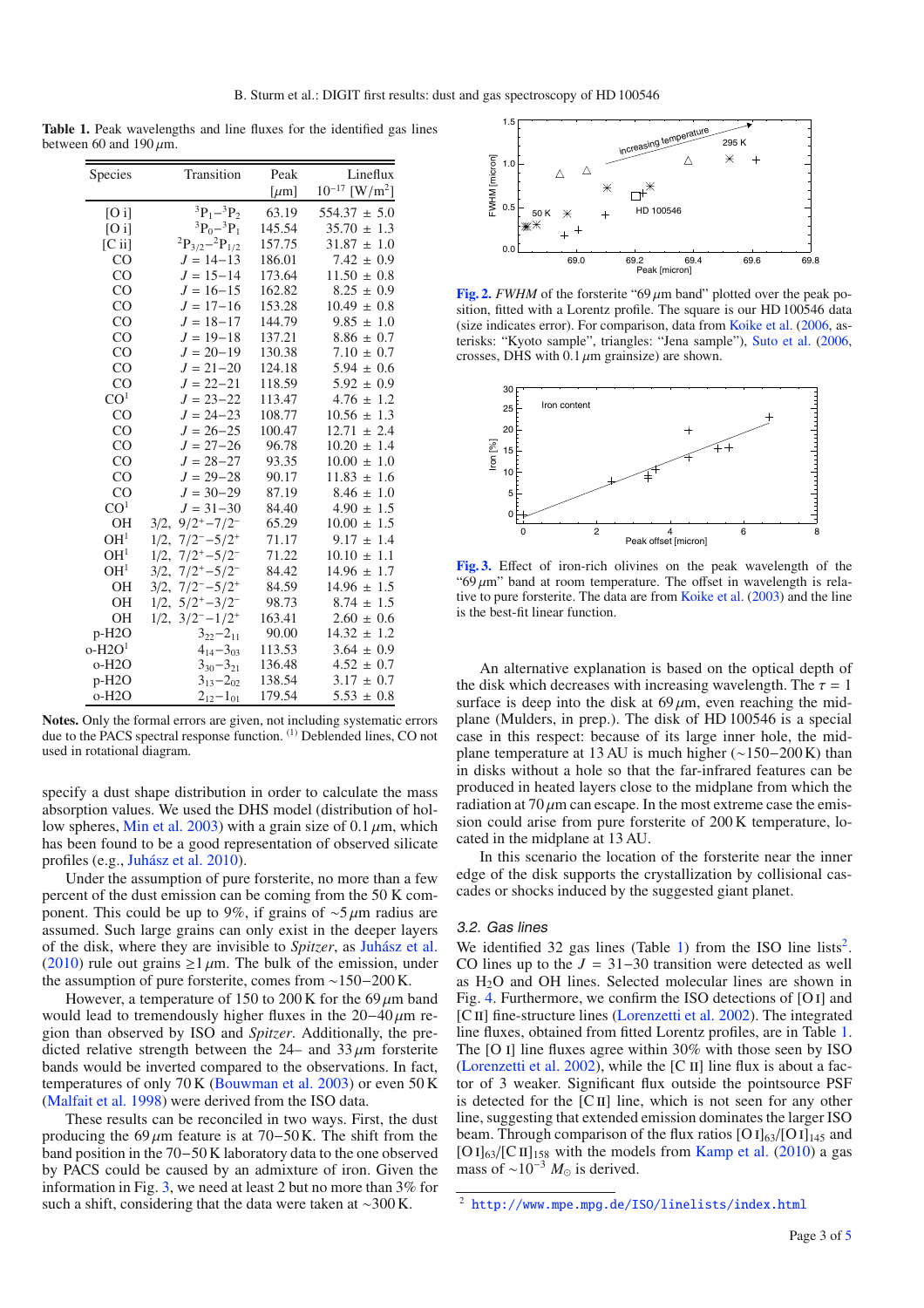**Table 1.** Peak wavelengths and line fluxes for the identified gas lines between 60 and 190 $\mu$m.

| Species | Transition | Peak [$\mu$m] | Lineflux $10^{-17}$ [W/m$^2$] |
|---|---|---|---|
| [O i] | $^3P_1$–$^3P_2$ | 63.19 | 554.37 ± 5.0 |
| [O i] | $^3P_0$–$^3P_1$ | 145.54 | 35.70 ± 1.3 |
| [C ii] | $^2P_{3/2}$–$^2P_{1/2}$ | 157.75 | 31.87 ± 1.0 |
| CO | $J$ = 14–13 | 186.01 | 7.42 ± 0.9 |
| CO | $J$ = 15–14 | 173.64 | 11.50 ± 0.8 |
| CO | $J$ = 16–15 | 162.82 | 8.25 ± 0.9 |
| CO | $J$ = 17–16 | 153.28 | 10.49 ± 0.8 |
| CO | $J$ = 18–17 | 144.79 | 9.85 ± 1.0 |
| CO | $J$ = 19–18 | 137.21 | 8.86 ± 0.7 |
| CO | $J$ = 20–19 | 130.38 | 7.10 ± 0.7 |
| CO | $J$ = 21–20 | 124.18 | 5.94 ± 0.6 |
| CO | $J$ = 22–21 | 118.59 | 5.92 ± 0.9 |
| CO[1] | $J$ = 23–22 | 113.47 | 4.76 ± 1.2 |
| CO | $J$ = 24–23 | 108.77 | 10.56 ± 1.3 |
| CO | $J$ = 26–25 | 100.47 | 12.71 ± 2.4 |
| CO | $J$ = 27–26 | 96.78 | 10.20 ± 1.4 |
| CO | $J$ = 28–27 | 93.35 | 10.00 ± 1.0 |
| CO | $J$ = 29–28 | 90.17 | 11.83 ± 1.6 |
| CO | $J$ = 30–29 | 87.19 | 8.46 ± 1.0 |
| CO[1] | $J$ = 31–30 | 84.40 | 4.90 ± 1.5 |
| OH | 3/2, $9/2^+$–$7/2^-$ | 65.29 | 10.00 ± 1.5 |
| OH[1] | 1/2, $7/2^-$–$5/2^+$ | 71.17 | 9.17 ± 1.4 |
| OH[1] | 1/2, $7/2^+$–$5/2^-$ | 71.22 | 10.10 ± 1.1 |
| OH[1] | 3/2, $7/2^+$–$5/2^-$ | 84.42 | 14.96 ± 1.7 |
| OH | 3/2, $7/2^-$–$5/2^+$ | 84.59 | 14.96 ± 1.5 |
| OH | 1/2, $5/2^+$–$3/2^-$ | 98.73 | 8.74 ± 1.5 |
| OH | 1/2, $3/2^-$–$1/2^+$ | 163.41 | 2.60 ± 0.6 |
| p-H2O | $3_{22}$–$2_{11}$ | 90.00 | 14.32 ± 1.2 |
| o-H2O[1] | $4_{14}$–$3_{03}$ | 113.53 | 3.64 ± 0.9 |
| o-H2O | $3_{30}$–$3_{21}$ | 136.48 | 4.52 ± 0.7 |
| p-H2O | $3_{13}$–$2_{02}$ | 138.54 | 3.17 ± 0.7 |
| o-H2O | $2_{12}$–$1_{01}$ | 179.54 | 5.53 ± 0.8 |

**Notes.** Only the formal errors are given, not including systematic errors due to the PACS spectral response function. [1] Deblended lines, CO not used in rotational diagram.

specify a dust shape distribution in order to calculate the mass absorption values. We used the DHS model (distribution of hollow spheres, Min et al. 2003) with a grain size of 0.1 $\mu$m, which has been found to be a good representation of observed silicate profiles (e.g., Juhász et al. 2010).

Under the assumption of pure forsterite, no more than a few percent of the dust emission can be coming from the 50 K component. This could be up to 9%, if grains of $\sim$5 $\mu$m radius are assumed. Such large grains can only exist in the deeper layers of the disk, where they are invisible to *Spitzer*, as Juhász et al. (2010) rule out grains $\geq$1 $\mu$m. The bulk of the emission, under the assumption of pure forsterite, comes from $\sim$150−200 K.

However, a temperature of 150 to 200 K for the 69 $\mu$m band would lead to tremendously higher fluxes in the 20−40 $\mu$m region than observed by ISO and *Spitzer*. Additionally, the predicted relative strength between the 24– and 33 $\mu$m forsterite bands would be inverted compared to the observations. In fact, temperatures of only 70 K (Bouwman et al. 2003) or even 50 K (Malfait et al. 1998) were derived from the ISO data.

These results can be reconciled in two ways. First, the dust producing the 69 $\mu$m feature is at 70−50 K. The shift from the band position in the 70−50 K laboratory data to the one observed by PACS could be caused by an admixture of iron. Given the information in Fig. 3, we need at least 2 but no more than 3% for such a shift, considering that the data were taken at $\sim$300 K.

**Fig. 2.** *FWHM* of the forsterite "69 $\mu$m band" plotted over the peak position, fitted with a Lorentz profile. The square is our HD 100546 data (size indicates error). For comparison, data from Koike et al. (2006, asterisks: "Kyoto sample", triangles: "Jena sample"), Suto et al. (2006, crosses, DHS with 0.1 $\mu$m grainsize) are shown.

**Fig. 3.** Effect of iron-rich olivines on the peak wavelength of the "69 $\mu$m" band at room temperature. The offset in wavelength is relative to pure forsterite. The data are from Koike et al. (2003) and the line is the best-fit linear function.

An alternative explanation is based on the optical depth of the disk which decreases with increasing wavelength. The $\tau = 1$ surface is deep into the disk at 69 $\mu$m, even reaching the midplane (Mulders, in prep.). The disk of HD 100546 is a special case in this respect: because of its large inner hole, the midplane temperature at 13 AU is much higher ($\sim$150−200 K) than in disks without a hole so that the far-infrared features can be produced in heated layers close to the midplane from which the radiation at 70 $\mu$m can escape. In the most extreme case the emission could arise from pure forsterite of 200 K temperature, located in the midplane at 13 AU.

In this scenario the location of the forsterite near the inner edge of the disk supports the crystallization by collisional cascades or shocks induced by the suggested giant planet.

### 3.2. Gas lines

We identified 32 gas lines (Table 1) from the ISO line lists[2]. CO lines up to the $J$ = 31−30 transition were detected as well as $H_2O$ and OH lines. Selected molecular lines are shown in Fig. 4. Furthermore, we confirm the ISO detections of [O I] and [C II] fine-structure lines (Lorenzetti et al. 2002). The integrated line fluxes, obtained from fitted Lorentz profiles, are in Table 1. The [O I] line fluxes agree within 30% with those seen by ISO (Lorenzetti et al. 2002), while the [C II] line flux is about a factor of 3 weaker. Significant flux outside the pointsource PSF is detected for the [C II] line, which is not seen for any other line, suggesting that extended emission dominates the larger ISO beam. Through comparison of the flux ratios [O I]$_{63}$/[O I]$_{145}$ and [O I]$_{63}$/[C II]$_{158}$ with the models from Kamp et al. (2010) a gas mass of $\sim$$10^{-3}$ $M_\odot$ is derived.

[2] http://www.mpe.mpg.de/ISO/linelists/index.html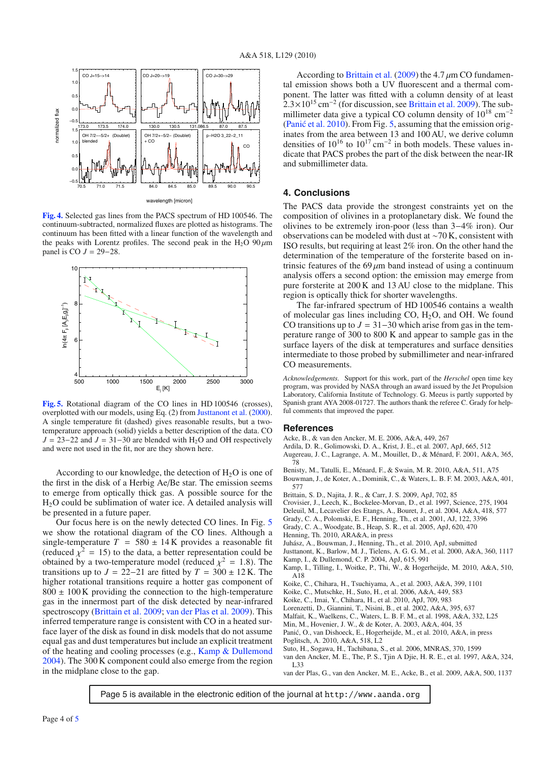**Fig. 4.** Selected gas lines from the PACS spectrum of HD 100546. The continuum-subtracted, normalized fluxes are plotted as histograms. The continuum has been fitted with a linear function of the wavelength and the peaks with Lorentz profiles. The second peak in the $H_2O$ 90 $\mu$m panel is CO $J = 29-28$.

**Fig. 5.** Rotational diagram of the CO lines in HD 100546 (crosses), overplotted with our models, using Eq. (2) from Justtanont et al. (2000). A single temperature fit (dashed) gives reasonable results, but a two-temperature approach (solid) yields a better description of the data. CO $J = 23-22$ and $J = 31-30$ are blended with $H_2O$ and OH respectively and were not used in the fit, nor are they shown here.

According to our knowledge, the detection of $H_2O$ is one of the first in the disk of a Herbig Ae/Be star. The emission seems to emerge from optically thick gas. A possible source for the $H_2O$ could be sublimation of water ice. A detailed analysis will be presented in a future paper.

Our focus here is on the newly detected CO lines. In Fig. 5 we show the rotational diagram of the CO lines. Although a single-temperature $T = 580 \pm 14$ K provides a reasonable fit (reduced $\chi^2 = 15$) to the data, a better representation could be obtained by a two-temperature model (reduced $\chi^2 = 1.8$). The transitions up to $J = 22-21$ are fitted by $T = 300 \pm 12$ K. The higher rotational transitions require a hotter gas component of $800 \pm 100$ K providing the connection to the high-temperature gas in the innermost part of the disk detected by near-infrared spectroscopy (Brittain et al. 2009; van der Plas et al. 2009). This inferred temperature range is consistent with CO in a heated surface layer of the disk as found in disk models that do not assume equal gas and dust temperatures but include an explicit treatment of the heating and cooling processes (e.g., Kamp & Dullemond 2004). The 300 K component could also emerge from the region in the midplane close to the gap.

According to Brittain et al. (2009) the 4.7 $\mu$m CO fundamental emission shows both a UV fluorescent and a thermal component. The latter was fitted with a column density of at least $2.3\times10^{15}$ cm$^{-2}$ (for discussion, see Brittain et al. 2009). The submillimeter data give a typical CO column density of $10^{18}$ cm$^{-2}$ (Panić et al. 2010). From Fig. 5, assuming that the emission originates from the area between 13 and 100 AU, we derive column densities of $10^{16}$ to $10^{17}$ cm$^{-2}$ in both models. These values indicate that PACS probes the part of the disk between the near-IR and submillimeter data.

## 4. Conclusions

The PACS data provide the strongest constraints yet on the composition of olivines in a protoplanetary disk. We found the olivines to be extremely iron-poor (less than 3–4% iron). Our observations can be modeled with dust at ~70 K, consistent with ISO results, but requiring at least 2% iron. On the other hand the determination of the temperature of the forsterite based on intrinsic features of the 69 $\mu$m band instead of using a continuum analysis offers a second option: the emission may emerge from pure forsterite at 200 K and 13 AU close to the midplane. This region is optically thick for shorter wavelengths.

The far-infrared spectrum of HD 100546 contains a wealth of molecular gas lines including CO, $H_2O$, and OH. We found the CO transitions up to $J = 31-30$ which arise from gas in the temperature range of 300 to 800 K and appear to sample gas in the surface layers of the disk at temperatures and surface densities intermediate to those probed by submillimeter and near-infrared CO measurements.

*Acknowledgements.* Support for this work, part of the *Herschel* open time key program, was provided by NASA through an award issued by the Jet Propulsion Laboratory, California Institute of Technology. G. Meeus is partly supported by Spanish grant AYA 2008-01727. The authors thank the referee C. Grady for helpful comments that improved the paper.

## References

Acke, B., & van den Ancker, M. E. 2006, A&A, 449, 267
Ardila, D. R., Golimowski, D. A., Krist, J. E., et al. 2007, ApJ, 665, 512
Augereau, J. C., Lagrange, A. M., Mouillet, D., & Ménard, F. 2001, A&A, 365, 78
Benisty, M., Tatulli, E., Ménard, F., & Swain, M. R. 2010, A&A, 511, A75
Bouwman, J., de Koter, A., Dominik, C., & Waters, L. B. F. M. 2003, A&A, 401, 577
Brittain, S. D., Najita, J. R., & Carr, J. S. 2009, ApJ, 702, 85
Crovisier, J., Leech, K., Bockelee-Morvan, D., et al. 1997, Science, 275, 1904
Deleuil, M., Lecavelier des Etangs, A., Bouret, J., et al. 2004, A&A, 418, 577
Grady, C. A., Polomski, E. F., Henning, Th., et al. 2001, AJ, 122, 3396
Grady, C. A., Woodgate, B., Heap, S. R., et al. 2005, ApJ, 620, 470
Henning, Th. 2010, ARA&A, in press
Juhász, A., Bouwman, J., Henning, Th., et al. 2010, ApJ, submitted
Justtanont, K., Barlow, M. J., Tielens, A. G. G. M., et al. 2000, A&A, 360, 1117
Kamp, I., & Dullemond, C. P. 2004, ApJ, 615, 991
Kamp, I., Tilling, I., Woitke, P., Thi, W., & Hogerheijde, M. 2010, A&A, 510, A18
Koike, C., Chihara, H., Tsuchiyama, A., et al. 2003, A&A, 399, 1101
Koike, C., Mutschke, H., Suto, H., et al. 2006, A&A, 449, 583
Koike, C., Imai, Y., Chihara, H., et al. 2010, ApJ, 709, 983
Lorenzetti, D., Giannini, T., Nisini, B., et al. 2002, A&A, 395, 637
Malfait, K., Waelkens, C., Waters, L. B. F. M., et al. 1998, A&A, 332, L25
Min, M., Hovenier, J. W., & de Koter, A. 2003, A&A, 404, 35
Panić, O., van Dishoeck, E., Hogerheijde, M., et al. 2010, A&A, in press
Poglitsch, A. 2010, A&A, 518, L2
Suto, H., Sogawa, H., Tachibana, S., et al. 2006, MNRAS, 370, 1599
van den Ancker, M. E., The, P. S., Tjin A Djie, H. R. E., et al. 1997, A&A, 324, L33
van der Plas, G., van den Ancker, M. E., Acke, B., et al. 2009, A&A, 500, 1137

Page 5 is available in the electronic edition of the journal at `http://www.aanda.org`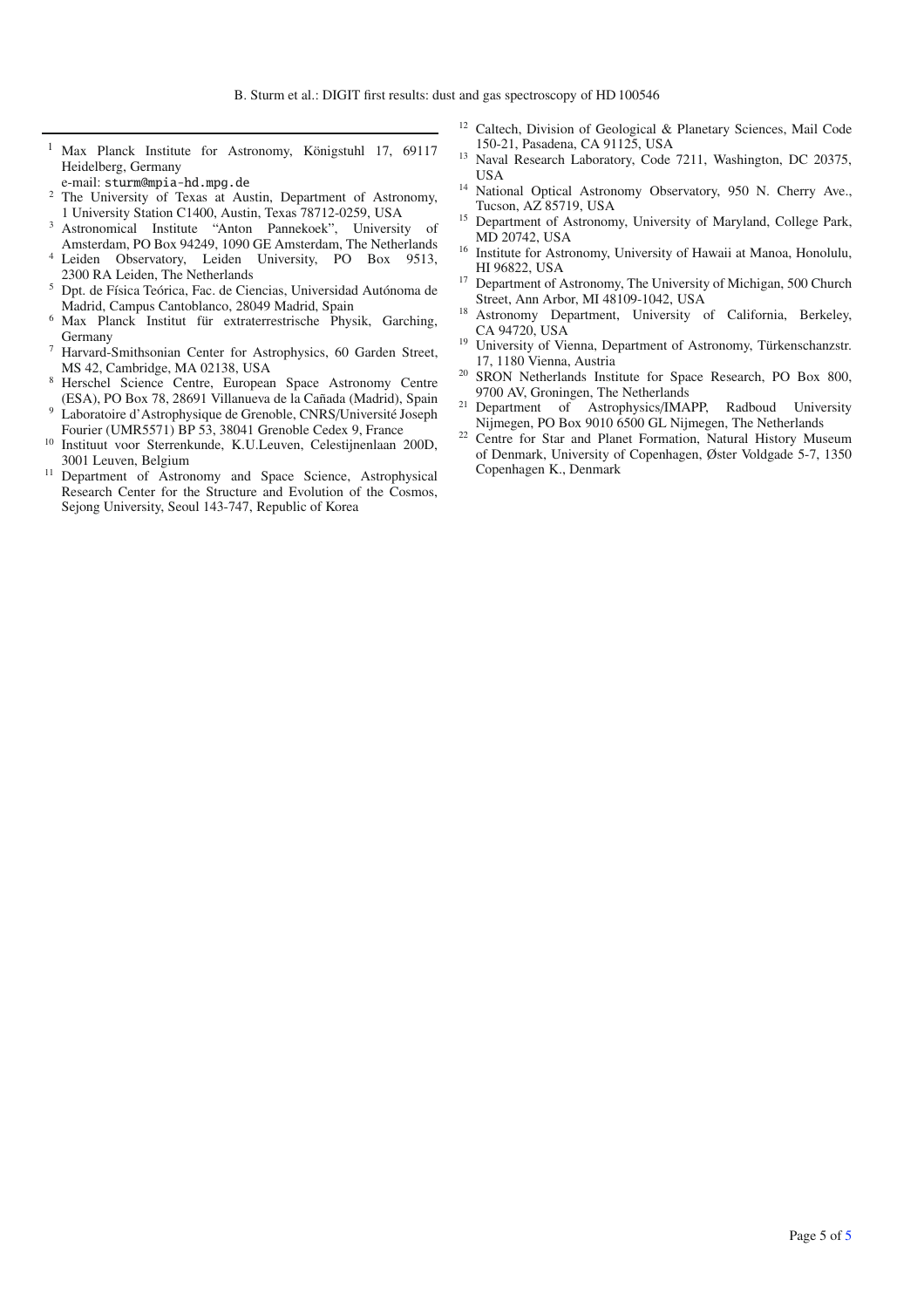[1] Max Planck Institute for Astronomy, Königstuhl 17, 69117 Heidelberg, Germany
e-mail: sturm@mpia-hd.mpg.de

[2] The University of Texas at Austin, Department of Astronomy, 1 University Station C1400, Austin, Texas 78712-0259, USA

[3] Astronomical Institute "Anton Pannekoek", University of Amsterdam, PO Box 94249, 1090 GE Amsterdam, The Netherlands

[4] Leiden Observatory, Leiden University, PO Box 9513, 2300 RA Leiden, The Netherlands

[5] Dpt. de Física Teórica, Fac. de Ciencias, Universidad Autónoma de Madrid, Campus Cantoblanco, 28049 Madrid, Spain

[6] Max Planck Institut für extraterrestrische Physik, Garching, Germany

[7] Harvard-Smithsonian Center for Astrophysics, 60 Garden Street, MS 42, Cambridge, MA 02138, USA

[8] Herschel Science Centre, European Space Astronomy Centre (ESA), PO Box 78, 28691 Villanueva de la Cañada (Madrid), Spain

[9] Laboratoire d'Astrophysique de Grenoble, CNRS/Université Joseph Fourier (UMR5571) BP 53, 38041 Grenoble Cedex 9, France

[10] Instituut voor Sterrenkunde, K.U.Leuven, Celestijnenlaan 200D, 3001 Leuven, Belgium

[11] Department of Astronomy and Space Science, Astrophysical Research Center for the Structure and Evolution of the Cosmos, Sejong University, Seoul 143-747, Republic of Korea

[12] Caltech, Division of Geological & Planetary Sciences, Mail Code 150-21, Pasadena, CA 91125, USA

[13] Naval Research Laboratory, Code 7211, Washington, DC 20375, USA

[14] National Optical Astronomy Observatory, 950 N. Cherry Ave., Tucson, AZ 85719, USA

[15] Department of Astronomy, University of Maryland, College Park, MD 20742, USA

[16] Institute for Astronomy, University of Hawaii at Manoa, Honolulu, HI 96822, USA

[17] Department of Astronomy, The University of Michigan, 500 Church Street, Ann Arbor, MI 48109-1042, USA

[18] Astronomy Department, University of California, Berkeley, CA 94720, USA

[19] University of Vienna, Department of Astronomy, Türkenschanzstr. 17, 1180 Vienna, Austria

[20] SRON Netherlands Institute for Space Research, PO Box 800, 9700 AV, Groningen, The Netherlands

[21] Department of Astrophysics/IMAPP, Radboud University Nijmegen, PO Box 9010 6500 GL Nijmegen, The Netherlands

[22] Centre for Star and Planet Formation, Natural History Museum of Denmark, University of Copenhagen, Øster Voldgade 5-7, 1350 Copenhagen K., Denmark